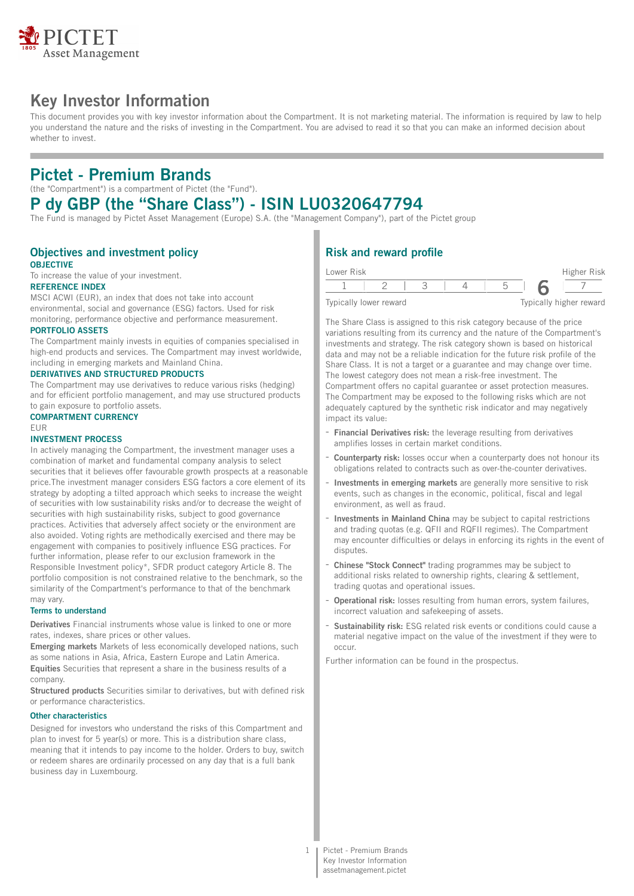# Key Investor Information

This document provides you with key investor information about the Compartment. It is not marketing material. The information is required by law to help you understand the nature and the risks of investing in the Compartment. You are advised to read it so that you can make an informed decision about whether to invest.

## Pictet - Premium Brands

(the "Compartment") is a compartment of Pictet (the "Fund").

## P dy GBP (the “Share Class”) - ISIN LU0320647794

The Fund is managed by Pictet Asset Management (Europe) S.A. (the "Management Company"), part of the Pictet group

### Objectives and investment policy

**OBJECTIVE**

To increase the value of your investment.

**REFERENCE INDEX**

MSCI ACWI (EUR), an index that does not take into account environmental, social and governance (ESG) factors. Used for risk monitoring, performance objective and performance measurement.

**PORTFOLIO ASSETS**

The Compartment mainly invests in equities of companies specialised in high-end products and services. The Compartment may invest worldwide, including in emerging markets and Mainland China.

**DERIVATIVES AND STRUCTURED PRODUCTS**

The Compartment may use derivatives to reduce various risks (hedging) and for efficient portfolio management, and may use structured products to gain exposure to portfolio assets.

**COMPARTMENT CURRENCY**

EUR

**INVESTMENT PROCESS**

In actively managing the Compartment, the investment manager uses a combination of market and fundamental company analysis to select securities that it believes offer favourable growth prospects at a reasonable price.The investment manager considers ESG factors a core element of its strategy by adopting a tilted approach which seeks to increase the weight of securities with low sustainability risks and/or to decrease the weight of securities with high sustainability risks, subject to good governance practices. Activities that adversely affect society or the environment are also avoided. Voting rights are methodically exercised and there may be engagement with companies to positively influence ESG practices. For further information, please refer to our exclusion framework in the Responsible Investment policy*, SFDR product category Article 8. The portfolio composition is not constrained relative to the benchmark, so the similarity of the Compartment's performance to that of the benchmark may vary.

**Terms to understand**

**Derivatives** Financial instruments whose value is linked to one or more rates, indexes, share prices or other values.

**Emerging markets** Markets of less economically developed nations, such as some nations in Asia, Africa, Eastern Europe and Latin America.

**Equities** Securities that represent a share in the business results of a company.

**Structured products** Securities similar to derivatives, but with defined risk or performance characteristics.

**Other characteristics**

Designed for investors who understand the risks of this Compartment and plan to invest for 5 year(s) or more. This is a distribution share class, meaning that it intends to pay income to the holder. Orders to buy, switch or redeem shares are ordinarily processed on any day that is a full bank business day in Luxembourg.

### Risk and reward profile

| Lower Risk | | | | | | Higher Risk |
|---|---|---|---|---|---|---|
| 1 | 2 | 3 | 4 | 5 | **6** | 7 |
| Typically lower reward | | | | | | Typically higher reward |

The Share Class is assigned to this risk category because of the price variations resulting from its currency and the nature of the Compartment's investments and strategy. The risk category shown is based on historical data and may not be a reliable indication for the future risk profile of the Share Class. It is not a target or a guarantee and may change over time. The lowest category does not mean a risk-free investment. The Compartment offers no capital guarantee or asset protection measures. The Compartment may be exposed to the following risks which are not adequately captured by the synthetic risk indicator and may negatively impact its value:

- **Financial Derivatives risk:** the leverage resulting from derivatives amplifies losses in certain market conditions.
- **Counterparty risk:** losses occur when a counterparty does not honour its obligations related to contracts such as over-the-counter derivatives.
- **Investments in emerging markets** are generally more sensitive to risk events, such as changes in the economic, political, fiscal and legal environment, as well as fraud.
- **Investments in Mainland China** may be subject to capital restrictions and trading quotas (e.g. QFII and RQFII regimes). The Compartment may encounter difficulties or delays in enforcing its rights in the event of disputes.
- **Chinese "Stock Connect"** trading programmes may be subject to additional risks related to ownership rights, clearing & settlement, trading quotas and operational issues.
- **Operational risk:** losses resulting from human errors, system failures, incorrect valuation and safekeeping of assets.
- **Sustainability risk:** ESG related risk events or conditions could cause a material negative impact on the value of the investment if they were to occur.

Further information can be found in the prospectus.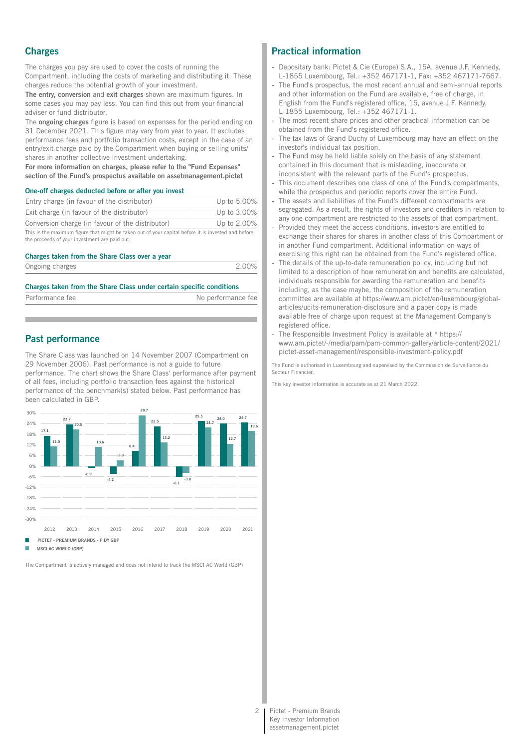## Charges

The charges you pay are used to cover the costs of running the Compartment, including the costs of marketing and distributing it. These charges reduce the potential growth of your investment.

**The entry, conversion** and **exit charges** shown are maximum figures. In some cases you may pay less. You can find this out from your financial adviser or fund distributor.

The **ongoing charges** figure is based on expenses for the period ending on 31 December 2021. This figure may vary from year to year. It excludes performance fees and portfolio transaction costs, except in the case of an entry/exit charge paid by the Compartment when buying or selling units/ shares in another collective investment undertaking.

**For more information on charges, please refer to the "Fund Expenses" section of the Fund's prospectus available on assetmanagement.pictet**

**One-off charges deducted before or after you invest**

| | |
|---|---|
| Entry charge (in favour of the distributor) | Up to 5.00% |
| Exit charge (in favour of the distributor) | Up to 3.00% |
| Conversion charge (in favour of the distributor) | Up to 2.00% |

This is the maximum figure that might be taken out of your capital before it is invested and before the proceeds of your investment are paid out.

**Charges taken from the Share Class over a year**

| | |
|---|---|
| Ongoing charges | 2.00% |

**Charges taken from the Share Class under certain specific conditions**

| | |
|---|---|
| Performance fee | No performance fee |

## Past performance

The Share Class was launched on 14 November 2007 (Compartment on 29 November 2006). Past performance is not a guide to future performance. The chart shows the Share Class' performance after payment of all fees, including portfolio transaction fees against the historical performance of the benchmark(s) stated below. Past performance has been calculated in GBP.

30%
24%
18%
12%
6%
0%
-6%
-12%
-18%
-24%
-30%

2012: 17.1, 11.0
2013: 23.7, 20.5
2014: -0.9, 10.6
2015: -4.2, 3.3
2016: 8.4, 28.7
2017: 22.5, 13.2
2018: -6.1, -3.8
2019: 25.5, 21.7
2020: 24.0, 12.7
2021: 24.7, 19.6

PICTET - PREMIUM BRANDS - P DY GBP

MSCI AC WORLD (GBP)

The Compartment is actively managed and does not intend to track the MSCI AC World (GBP)

## Practical information

- Depositary bank: Pictet & Cie (Europe) S.A., 15A, avenue J.F. Kennedy, L-1855 Luxembourg, Tel.: +352 467171-1, Fax: +352 467171-7667.
- The Fund's prospectus, the most recent annual and semi-annual reports and other information on the Fund are available, free of charge, in English from the Fund's registered office, 15, avenue J.F. Kennedy, L-1855 Luxembourg, Tel.: +352 467171-1.
- The most recent share prices and other practical information can be obtained from the Fund's registered office.
- The tax laws of Grand Duchy of Luxembourg may have an effect on the investor's individual tax position.
- The Fund may be held liable solely on the basis of any statement contained in this document that is misleading, inaccurate or inconsistent with the relevant parts of the Fund's prospectus.
- This document describes one class of one of the Fund's compartments, while the prospectus and periodic reports cover the entire Fund.
- The assets and liabilities of the Fund's different compartments are segregated. As a result, the rights of investors and creditors in relation to any one compartment are restricted to the assets of that compartment.
- Provided they meet the access conditions, investors are entitled to exchange their shares for shares in another class of this Compartment or in another Fund compartment. Additional information on ways of exercising this right can be obtained from the Fund's registered office.
- The details of the up-to-date remuneration policy, including but not limited to a description of how remuneration and benefits are calculated, individuals responsible for awarding the remuneration and benefits including, as the case maybe, the composition of the remuneration committee are available at https://www.am.pictet/en/luxembourg/global-articles/ucits-remuneration-disclosure and a paper copy is made available free of charge upon request at the Management Company's registered office.
- The Responsible Investment Policy is available at * https://www.am.pictet/-/media/pam/pam-common-gallery/article-content/2021/pictet-asset-management/responsible-investment-policy.pdf

The Fund is authorised in Luxembourg and supervised by the Commission de Surveillance du Secteur Financier.

This key investor information is accurate as at 21 March 2022.